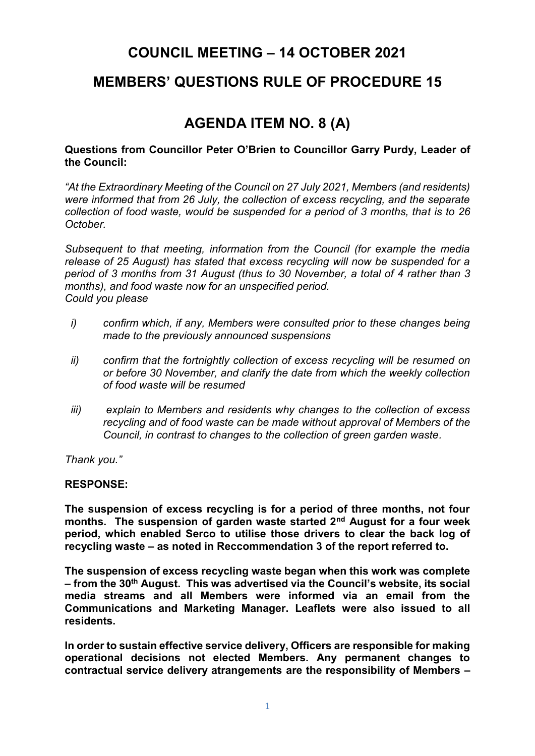# COUNCIL MEETING – 14 OCTOBER 2021

# MEMBERS' QUESTIONS RULE OF PROCEDURE 15

# AGENDA ITEM NO. 8 (A)

**Questions from Councillor Peter O'Brien to Councillor Garry Purdy, Leader of the Council:**

*"At the Extraordinary Meeting of the Council on 27 July 2021, Members (and residents) were informed that from 26 July, the collection of excess recycling, and the separate collection of food waste, would be suspended for a period of 3 months, that is to 26 October.*

*Subsequent to that meeting, information from the Council (for example the media release of 25 August) has stated that excess recycling will now be suspended for a period of 3 months from 31 August (thus to 30 November, a total of 4 rather than 3 months), and food waste now for an unspecified period.*
*Could you please*

- *i) confirm which, if any, Members were consulted prior to these changes being made to the previously announced suspensions*
- *ii) confirm that the fortnightly collection of excess recycling will be resumed on or before 30 November, and clarify the date from which the weekly collection of food waste will be resumed*
- *iii) explain to Members and residents why changes to the collection of excess recycling and of food waste can be made without approval of Members of the Council, in contrast to changes to the collection of green garden waste.*

*Thank you."*

**RESPONSE:**

**The suspension of excess recycling is for a period of three months, not four months. The suspension of garden waste started 2nd August for a four week period, which enabled Serco to utilise those drivers to clear the back log of recycling waste – as noted in Reccommendation 3 of the report referred to.**

**The suspension of excess recycling waste began when this work was complete – from the 30th August. This was advertised via the Council's website, its social media streams and all Members were informed via an email from the Communications and Marketing Manager. Leaflets were also issued to all residents.**

**In order to sustain effective service delivery, Officers are responsible for making operational decisions not elected Members. Any permanent changes to contractual service delivery atrangements are the responsibility of Members –**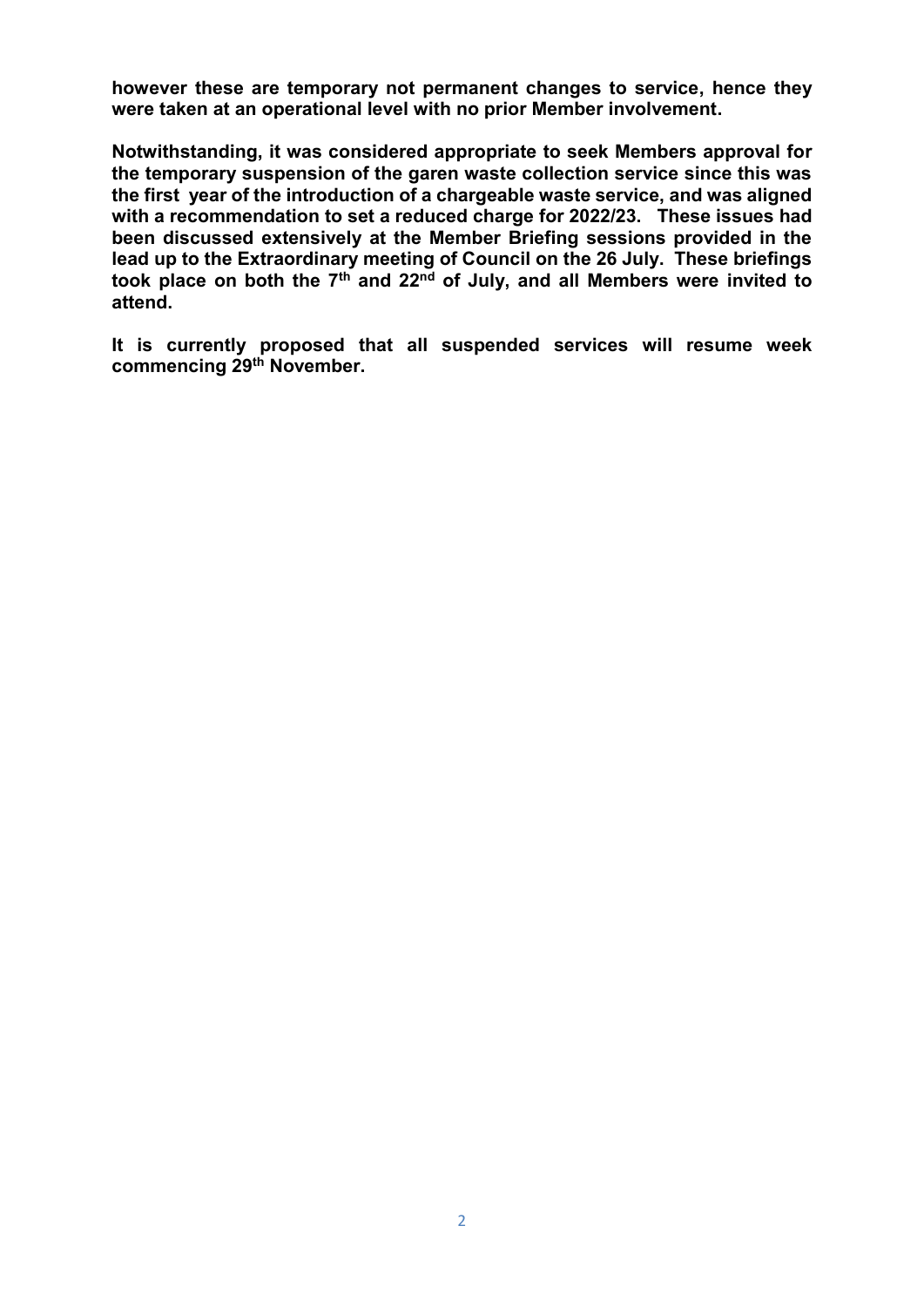**however these are temporary not permanent changes to service, hence they were taken at an operational level with no prior Member involvement.**

**Notwithstanding, it was considered appropriate to seek Members approval for the temporary suspension of the garen waste collection service since this was the first year of the introduction of a chargeable waste service, and was aligned with a recommendation to set a reduced charge for 2022/23. These issues had been discussed extensively at the Member Briefing sessions provided in the lead up to the Extraordinary meeting of Council on the 26 July. These briefings took place on both the 7th and 22nd of July, and all Members were invited to attend.**

**It is currently proposed that all suspended services will resume week commencing 29th November.**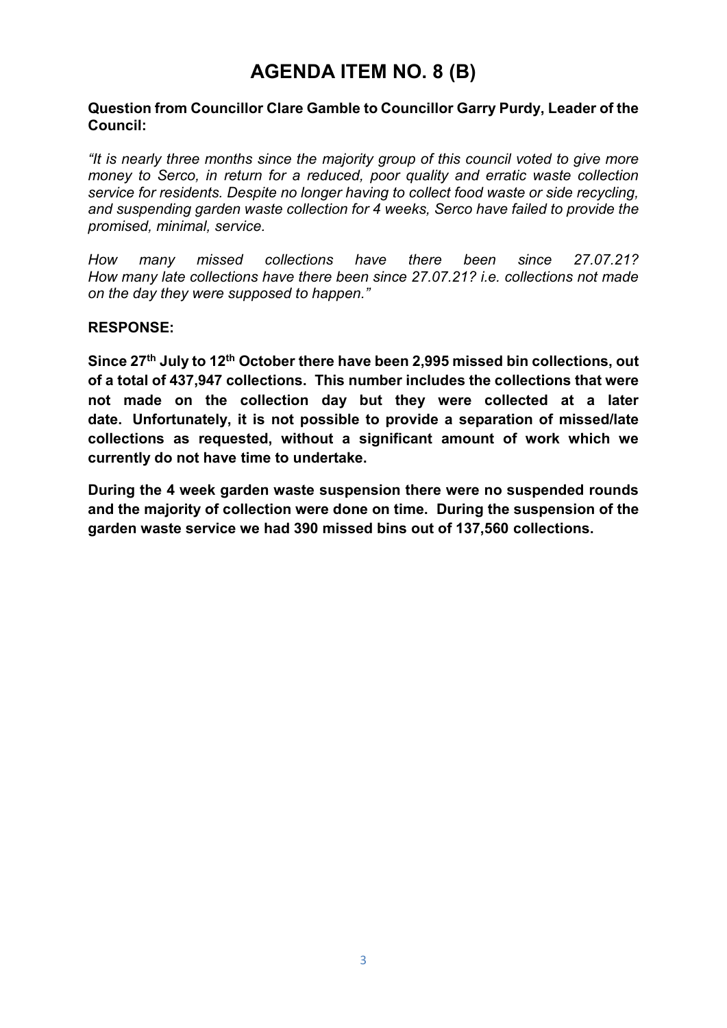# AGENDA ITEM NO. 8 (B)

**Question from Councillor Clare Gamble to Councillor Garry Purdy, Leader of the Council:**

*"It is nearly three months since the majority group of this council voted to give more money to Serco, in return for a reduced, poor quality and erratic waste collection service for residents. Despite no longer having to collect food waste or side recycling, and suspending garden waste collection for 4 weeks, Serco have failed to provide the promised, minimal, service.*

*How many missed collections have there been since 27.07.21? How many late collections have there been since 27.07.21? i.e. collections not made on the day they were supposed to happen."*

**RESPONSE:**

**Since 27th July to 12th October there have been 2,995 missed bin collections, out of a total of 437,947 collections. This number includes the collections that were not made on the collection day but they were collected at a later date. Unfortunately, it is not possible to provide a separation of missed/late collections as requested, without a significant amount of work which we currently do not have time to undertake.**

**During the 4 week garden waste suspension there were no suspended rounds and the majority of collection were done on time. During the suspension of the garden waste service we had 390 missed bins out of 137,560 collections.**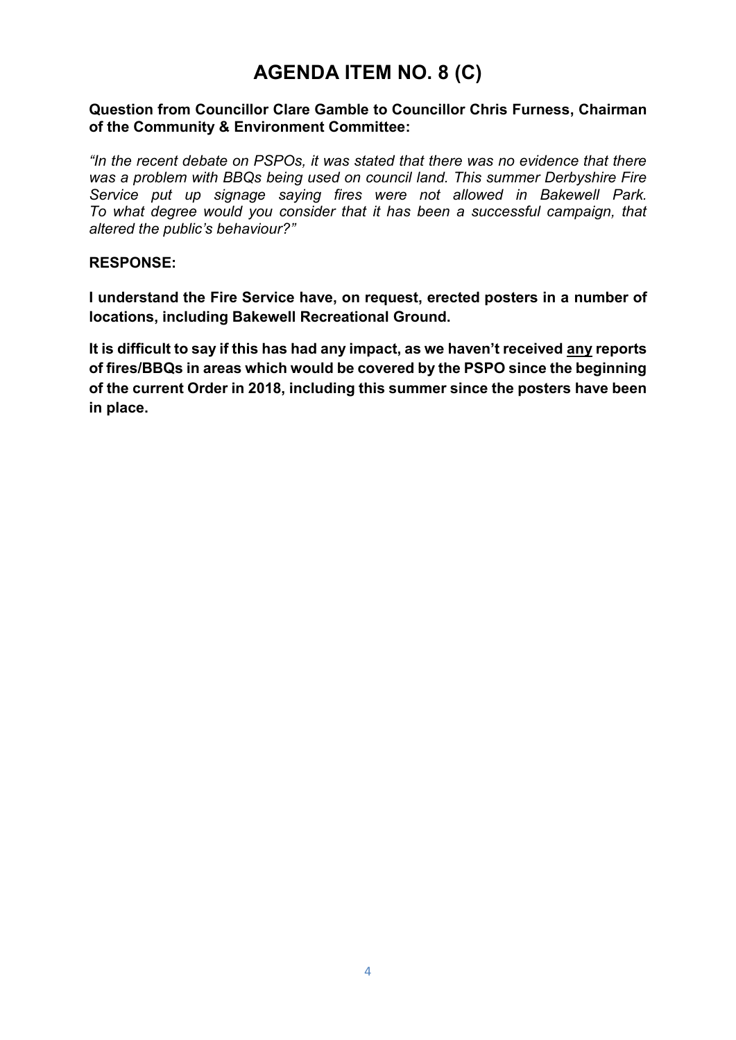# AGENDA ITEM NO. 8 (C)

**Question from Councillor Clare Gamble to Councillor Chris Furness, Chairman of the Community & Environment Committee:**

*"In the recent debate on PSPOs, it was stated that there was no evidence that there was a problem with BBQs being used on council land. This summer Derbyshire Fire Service put up signage saying fires were not allowed in Bakewell Park. To what degree would you consider that it has been a successful campaign, that altered the public's behaviour?"*

**RESPONSE:**

**I understand the Fire Service have, on request, erected posters in a number of locations, including Bakewell Recreational Ground.**

**It is difficult to say if this has had any impact, as we haven't received <u>any</u> reports of fires/BBQs in areas which would be covered by the PSPO since the beginning of the current Order in 2018, including this summer since the posters have been in place.**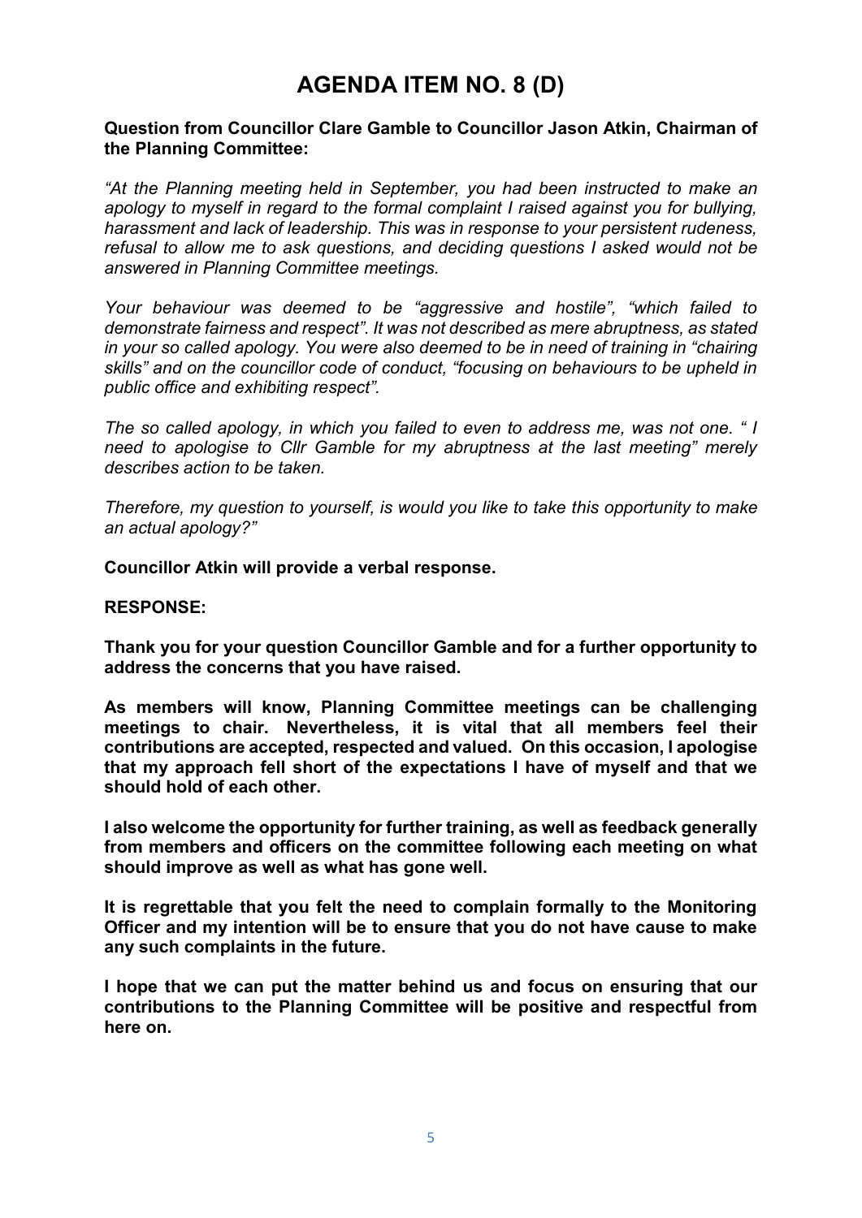# AGENDA ITEM NO. 8 (D)

**Question from Councillor Clare Gamble to Councillor Jason Atkin, Chairman of the Planning Committee:**

*"At the Planning meeting held in September, you had been instructed to make an apology to myself in regard to the formal complaint I raised against you for bullying, harassment and lack of leadership. This was in response to your persistent rudeness, refusal to allow me to ask questions, and deciding questions I asked would not be answered in Planning Committee meetings.*

*Your behaviour was deemed to be "aggressive and hostile", "which failed to demonstrate fairness and respect". It was not described as mere abruptness, as stated in your so called apology. You were also deemed to be in need of training in "chairing skills" and on the councillor code of conduct, "focusing on behaviours to be upheld in public office and exhibiting respect".*

*The so called apology, in which you failed to even to address me, was not one. " I need to apologise to Cllr Gamble for my abruptness at the last meeting" merely describes action to be taken.*

*Therefore, my question to yourself, is would you like to take this opportunity to make an actual apology?"*

**Councillor Atkin will provide a verbal response.**

**RESPONSE:**

**Thank you for your question Councillor Gamble and for a further opportunity to address the concerns that you have raised.**

**As members will know, Planning Committee meetings can be challenging meetings to chair. Nevertheless, it is vital that all members feel their contributions are accepted, respected and valued. On this occasion, I apologise that my approach fell short of the expectations I have of myself and that we should hold of each other.**

**I also welcome the opportunity for further training, as well as feedback generally from members and officers on the committee following each meeting on what should improve as well as what has gone well.**

**It is regrettable that you felt the need to complain formally to the Monitoring Officer and my intention will be to ensure that you do not have cause to make any such complaints in the future.**

**I hope that we can put the matter behind us and focus on ensuring that our contributions to the Planning Committee will be positive and respectful from here on.**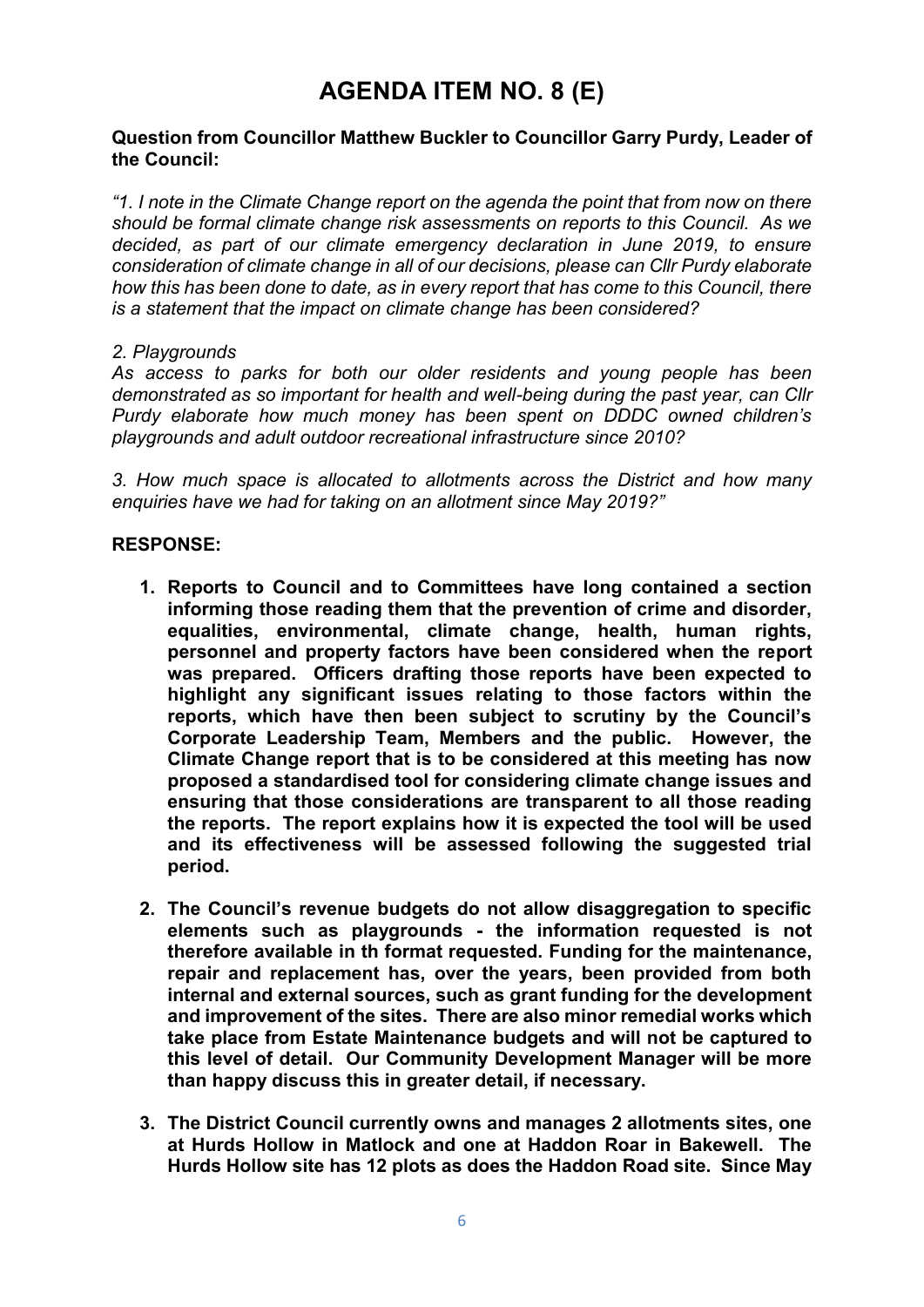# AGENDA ITEM NO. 8 (E)

**Question from Councillor Matthew Buckler to Councillor Garry Purdy, Leader of the Council:**

*"1. I note in the Climate Change report on the agenda the point that from now on there should be formal climate change risk assessments on reports to this Council. As we decided, as part of our climate emergency declaration in June 2019, to ensure consideration of climate change in all of our decisions, please can Cllr Purdy elaborate how this has been done to date, as in every report that has come to this Council, there is a statement that the impact on climate change has been considered?*

*2. Playgrounds*
*As access to parks for both our older residents and young people has been demonstrated as so important for health and well-being during the past year, can Cllr Purdy elaborate how much money has been spent on DDDC owned children's playgrounds and adult outdoor recreational infrastructure since 2010?*

*3. How much space is allocated to allotments across the District and how many enquiries have we had for taking on an allotment since May 2019?"*

**RESPONSE:**

1. **Reports to Council and to Committees have long contained a section informing those reading them that the prevention of crime and disorder, equalities, environmental, climate change, health, human rights, personnel and property factors have been considered when the report was prepared. Officers drafting those reports have been expected to highlight any significant issues relating to those factors within the reports, which have then been subject to scrutiny by the Council's Corporate Leadership Team, Members and the public. However, the Climate Change report that is to be considered at this meeting has now proposed a standardised tool for considering climate change issues and ensuring that those considerations are transparent to all those reading the reports. The report explains how it is expected the tool will be used and its effectiveness will be assessed following the suggested trial period.**

2. **The Council's revenue budgets do not allow disaggregation to specific elements such as playgrounds - the information requested is not therefore available in th format requested. Funding for the maintenance, repair and replacement has, over the years, been provided from both internal and external sources, such as grant funding for the development and improvement of the sites. There are also minor remedial works which take place from Estate Maintenance budgets and will not be captured to this level of detail. Our Community Development Manager will be more than happy discuss this in greater detail, if necessary.**

3. **The District Council currently owns and manages 2 allotments sites, one at Hurds Hollow in Matlock and one at Haddon Roar in Bakewell. The Hurds Hollow site has 12 plots as does the Haddon Road site. Since May**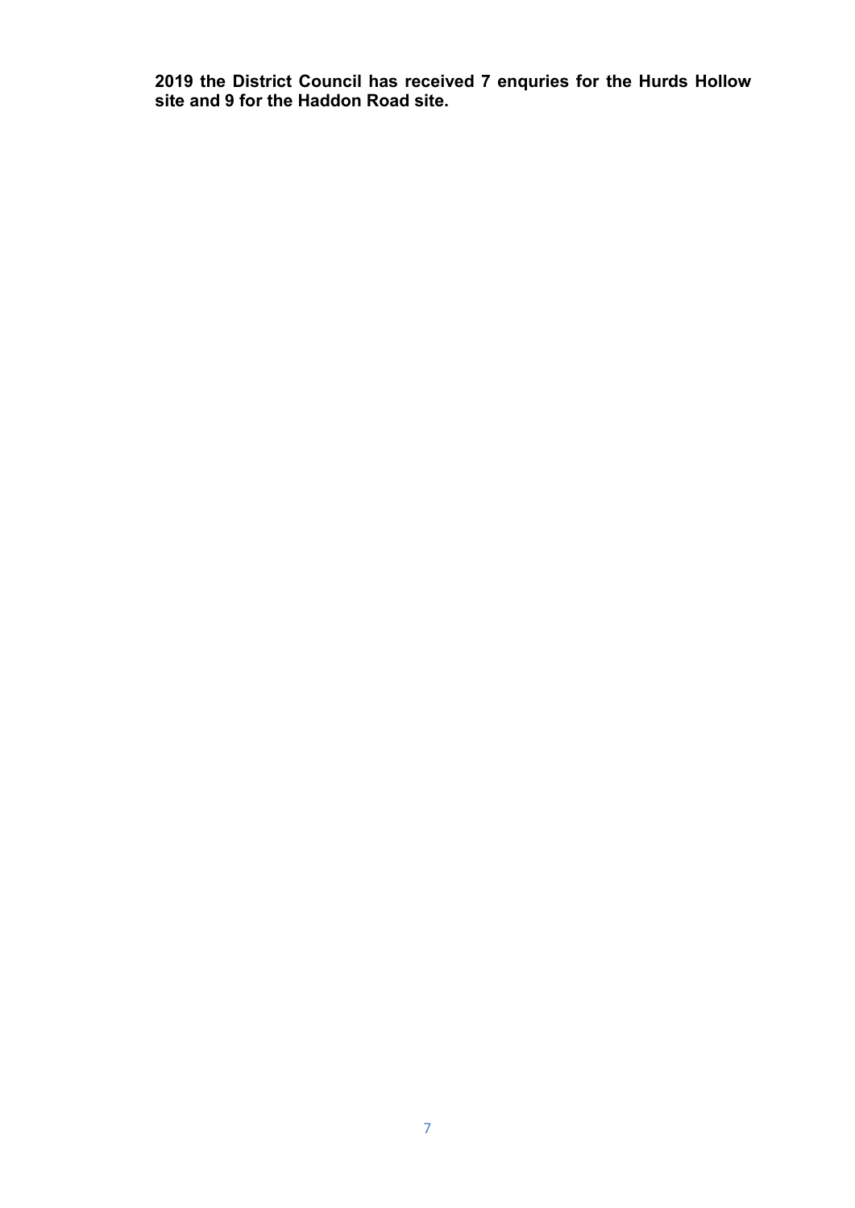**2019 the District Council has received 7 enquries for the Hurds Hollow site and 9 for the Haddon Road site.**